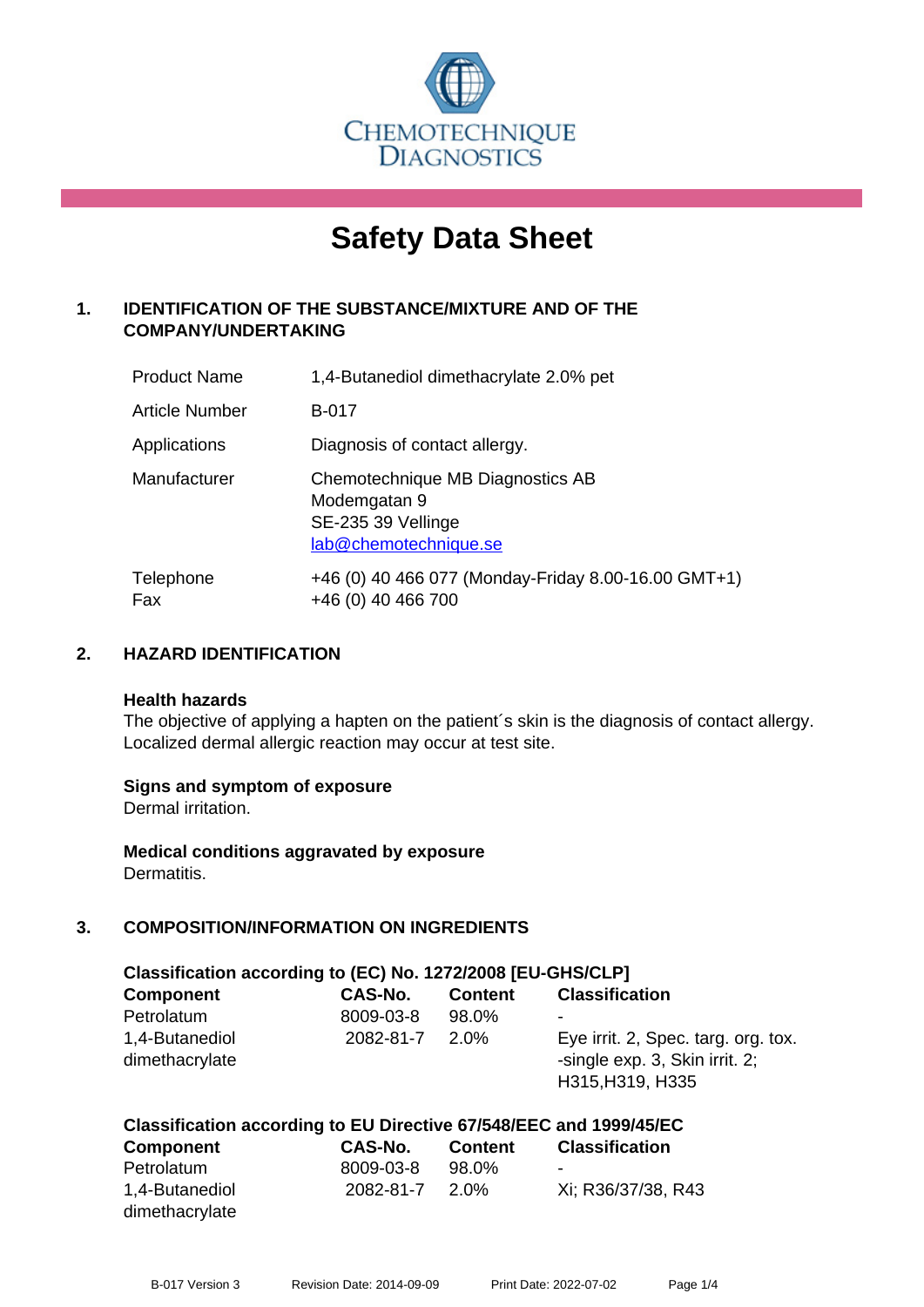CHEMOTECHNIQUE DIAGNOSTICS

# Safety Data Sheet

## 1. IDENTIFICATION OF THE SUBSTANCE/MIXTURE AND OF THE COMPANY/UNDERTAKING

| | |
|---|---|
| Product Name | 1,4-Butanediol dimethacrylate 2.0% pet |
| Article Number | B-017 |
| Applications | Diagnosis of contact allergy. |
| Manufacturer | Chemotechnique MB Diagnostics AB<br>Modemgatan 9<br>SE-235 39 Vellinge<br>lab@chemotechnique.se |
| Telephone<br>Fax | +46 (0) 40 466 077 (Monday-Friday 8.00-16.00 GMT+1)<br>+46 (0) 40 466 700 |

## 2. HAZARD IDENTIFICATION

**Health hazards**
The objective of applying a hapten on the patient´s skin is the diagnosis of contact allergy. Localized dermal allergic reaction may occur at test site.

**Signs and symptom of exposure**
Dermal irritation.

**Medical conditions aggravated by exposure**
Dermatitis.

## 3. COMPOSITION/INFORMATION ON INGREDIENTS

**Classification according to (EC) No. 1272/2008 [EU-GHS/CLP]**

| Component | CAS-No. | Content | Classification |
|---|---|---|---|
| Petrolatum | 8009-03-8 | 98.0% | - |
| 1,4-Butanediol dimethacrylate | 2082-81-7 | 2.0% | Eye irrit. 2, Spec. targ. org. tox. -single exp. 3, Skin irrit. 2; H315,H319, H335 |

**Classification according to EU Directive 67/548/EEC and 1999/45/EC**

| Component | CAS-No. | Content | Classification |
|---|---|---|---|
| Petrolatum | 8009-03-8 | 98.0% | - |
| 1,4-Butanediol dimethacrylate | 2082-81-7 | 2.0% | Xi; R36/37/38, R43 |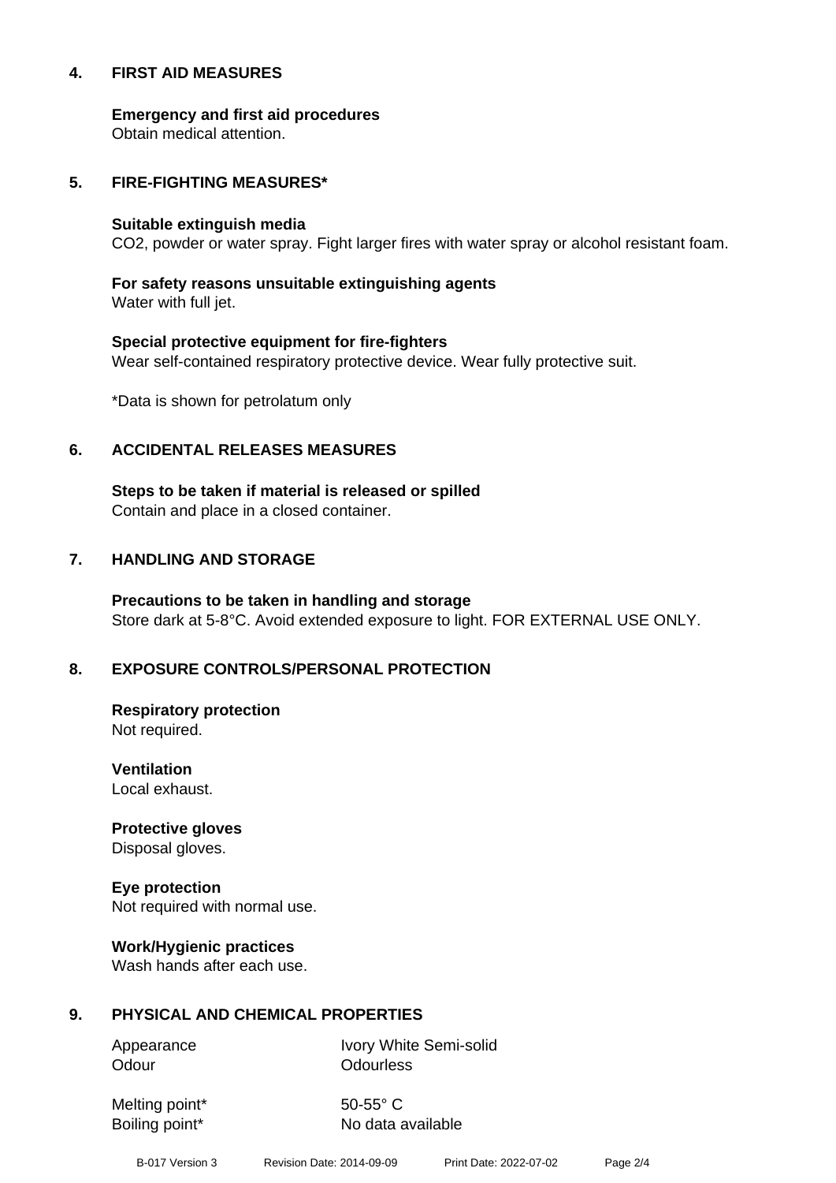## 4. FIRST AID MEASURES

**Emergency and first aid procedures**
Obtain medical attention.

## 5. FIRE-FIGHTING MEASURES*

**Suitable extinguish media**
$CO_2$, powder or water spray. Fight larger fires with water spray or alcohol resistant foam.

**For safety reasons unsuitable extinguishing agents**
Water with full jet.

**Special protective equipment for fire-fighters**
Wear self-contained respiratory protective device. Wear fully protective suit.

*Data is shown for petrolatum only

## 6. ACCIDENTAL RELEASES MEASURES

**Steps to be taken if material is released or spilled**
Contain and place in a closed container.

## 7. HANDLING AND STORAGE

**Precautions to be taken in handling and storage**
Store dark at 5-8°C. Avoid extended exposure to light. FOR EXTERNAL USE ONLY.

## 8. EXPOSURE CONTROLS/PERSONAL PROTECTION

**Respiratory protection**
Not required.

**Ventilation**
Local exhaust.

**Protective gloves**
Disposal gloves.

**Eye protection**
Not required with normal use.

**Work/Hygienic practices**
Wash hands after each use.

## 9. PHYSICAL AND CHEMICAL PROPERTIES

| | |
|---|---|
| Appearance | Ivory White Semi-solid |
| Odour | Odourless |
| Melting point* | 50-55° C |
| Boiling point* | No data available |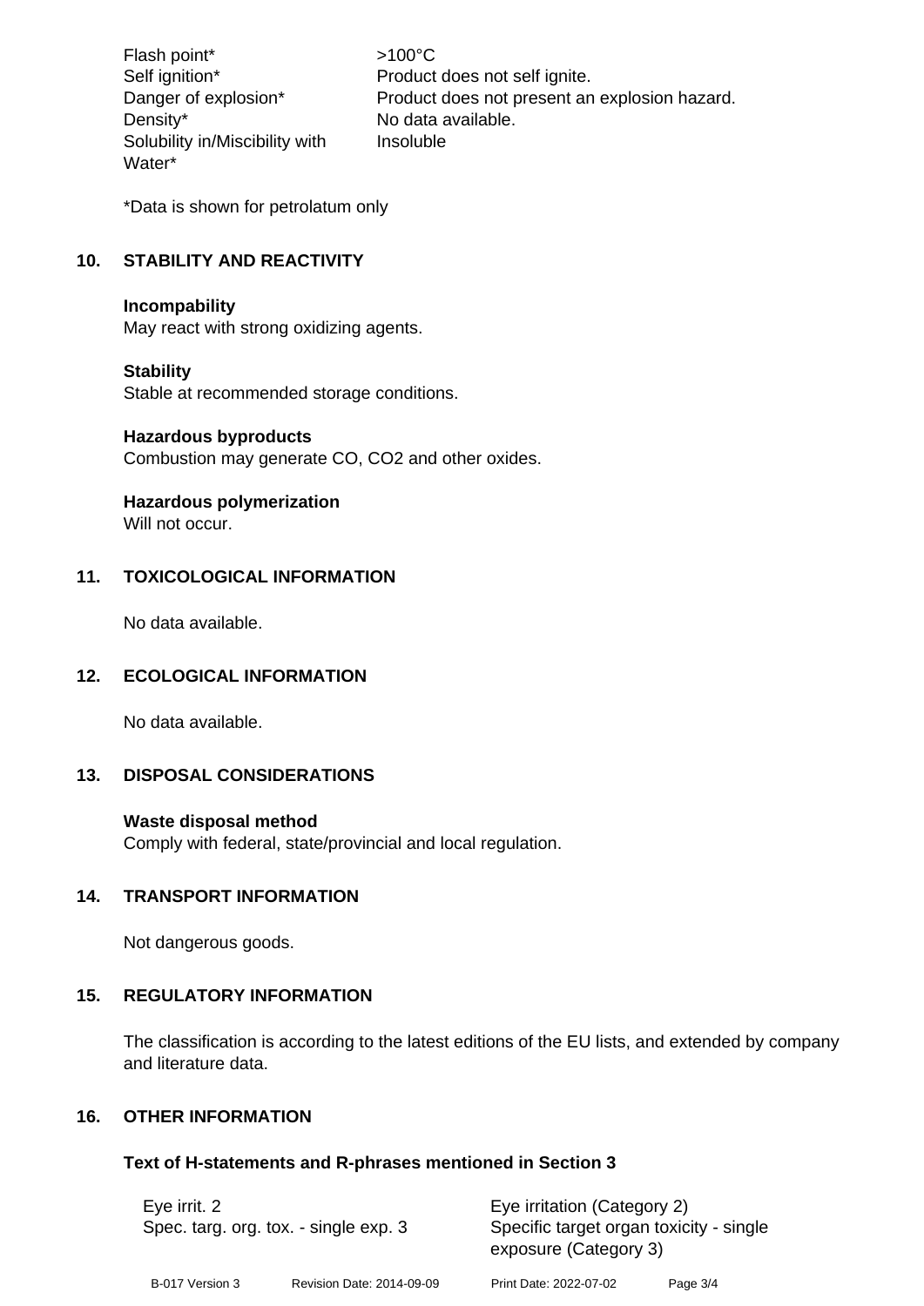| | |
|---|---|
| Flash point* | >100°C |
| Self ignition* | Product does not self ignite. |
| Danger of explosion* | Product does not present an explosion hazard. |
| Density* | No data available. |
| Solubility in/Miscibility with Water* | Insoluble |

*Data is shown for petrolatum only

## 10. STABILITY AND REACTIVITY

**Incompability**
May react with strong oxidizing agents.

**Stability**
Stable at recommended storage conditions.

**Hazardous byproducts**
Combustion may generate CO, $CO_2$ and other oxides.

**Hazardous polymerization**
Will not occur.

## 11. TOXICOLOGICAL INFORMATION

No data available.

## 12. ECOLOGICAL INFORMATION

No data available.

## 13. DISPOSAL CONSIDERATIONS

**Waste disposal method**
Comply with federal, state/provincial and local regulation.

## 14. TRANSPORT INFORMATION

Not dangerous goods.

## 15. REGULATORY INFORMATION

The classification is according to the latest editions of the EU lists, and extended by company and literature data.

## 16. OTHER INFORMATION

### Text of H-statements and R-phrases mentioned in Section 3

| | |
|---|---|
| Eye irrit. 2 | Eye irritation (Category 2) |
| Spec. targ. org. tox. - single exp. 3 | Specific target organ toxicity - single exposure (Category 3) |

B-017 Version 3 Revision Date: 2014-09-09 Print Date: 2022-07-02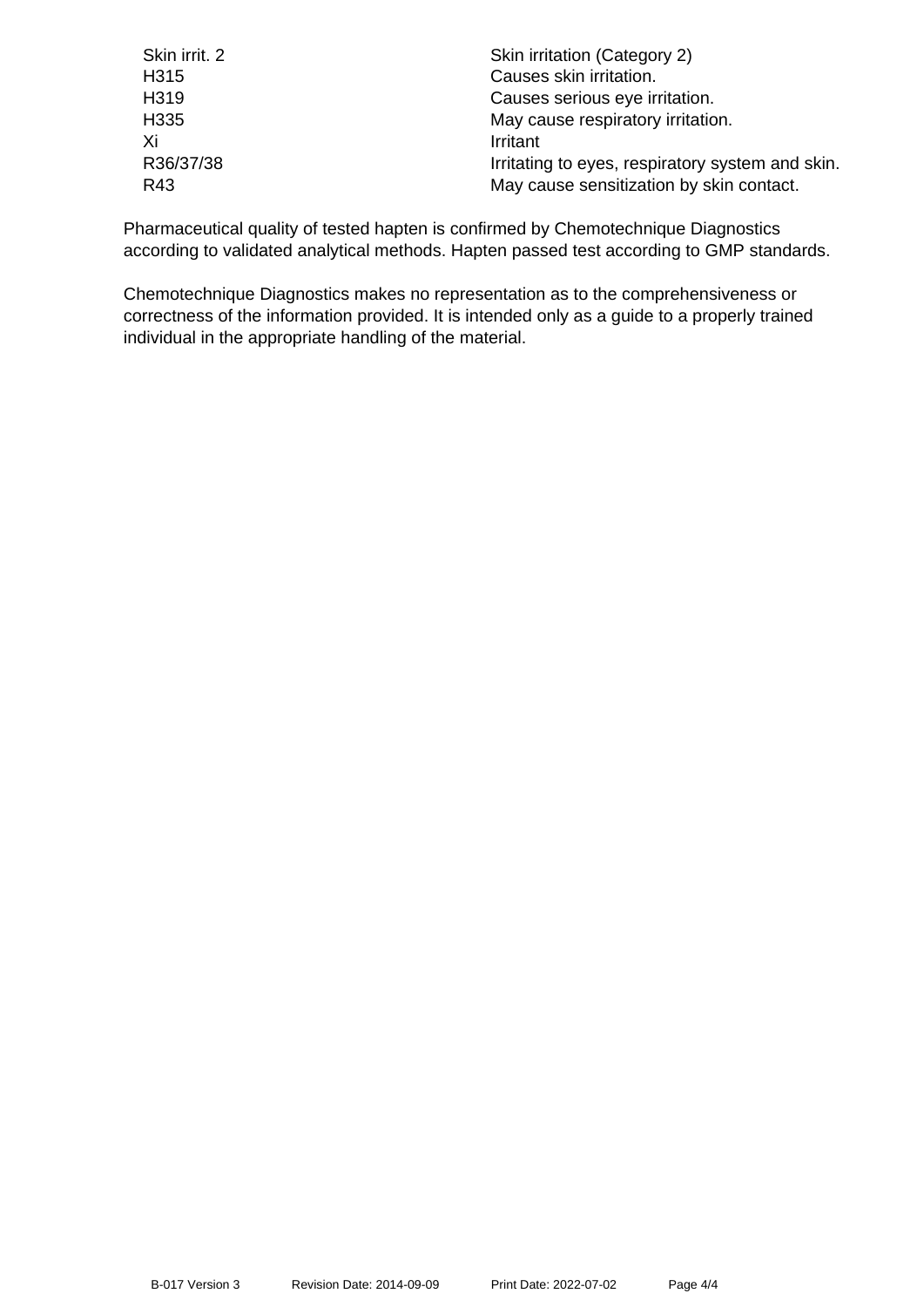| | |
|---|---|
| Skin irrit. 2 | Skin irritation (Category 2) |
| H315 | Causes skin irritation. |
| H319 | Causes serious eye irritation. |
| H335 | May cause respiratory irritation. |
| Xi | Irritant |
| R36/37/38 | Irritating to eyes, respiratory system and skin. |
| R43 | May cause sensitization by skin contact. |

Pharmaceutical quality of tested hapten is confirmed by Chemotechnique Diagnostics according to validated analytical methods. Hapten passed test according to GMP standards.

Chemotechnique Diagnostics makes no representation as to the comprehensiveness or correctness of the information provided. It is intended only as a guide to a properly trained individual in the appropriate handling of the material.